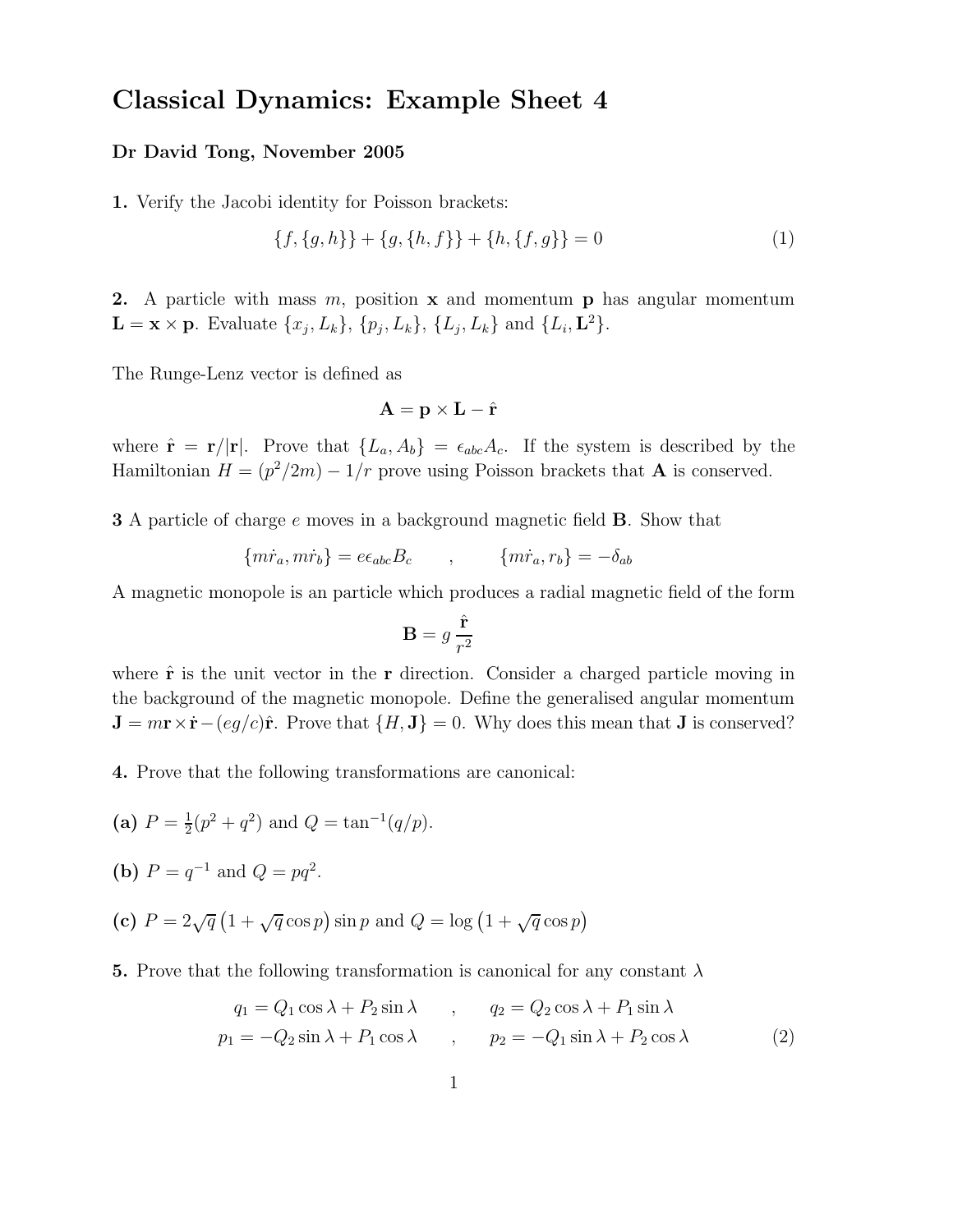# Classical Dynamics: Example Sheet 4

**Dr David Tong, November 2005**

**1.** Verify the Jacobi identity for Poisson brackets:

$$\{f, \{g, h\}\} + \{g, \{h, f\}\} + \{h, \{f, g\}\} = 0 \tag{1}$$

**2.** A particle with mass $m$, position $\mathbf{x}$ and momentum $\mathbf{p}$ has angular momentum $\mathbf{L} = \mathbf{x} \times \mathbf{p}$. Evaluate $\{x_j, L_k\}$, $\{p_j, L_k\}$, $\{L_j, L_k\}$ and $\{L_i, \mathbf{L}^2\}$.

The Runge-Lenz vector is defined as

$$\mathbf{A} = \mathbf{p} \times \mathbf{L} - \hat{\mathbf{r}}$$

where $\hat{\mathbf{r}} = \mathbf{r}/|\mathbf{r}|$. Prove that $\{L_a, A_b\} = \epsilon_{abc} A_c$. If the system is described by the Hamiltonian $H = (p^2/2m) - 1/r$ prove using Poisson brackets that $\mathbf{A}$ is conserved.

**3** A particle of charge $e$ moves in a background magnetic field $\mathbf{B}$. Show that

$$\{m\dot{r}_a, m\dot{r}_b\} = e\epsilon_{abc} B_c \qquad , \qquad \{m\dot{r}_a, r_b\} = -\delta_{ab}$$

A magnetic monopole is an particle which produces a radial magnetic field of the form

$$\mathbf{B} = g\,\frac{\hat{\mathbf{r}}}{r^2}$$

where $\hat{\mathbf{r}}$ is the unit vector in the $\mathbf{r}$ direction. Consider a charged particle moving in the background of the magnetic monopole. Define the generalised angular momentum $\mathbf{J} = m\mathbf{r} \times \dot{\mathbf{r}} - (eg/c)\hat{\mathbf{r}}$. Prove that $\{H, \mathbf{J}\} = 0$. Why does this mean that $\mathbf{J}$ is conserved?

**4.** Prove that the following transformations are canonical:

**(a)** $P = \frac{1}{2}(p^2 + q^2)$ and $Q = \tan^{-1}(q/p)$.

**(b)** $P = q^{-1}$ and $Q = pq^2$.

**(c)** $P = 2\sqrt{q}\left(1 + \sqrt{q}\cos p\right)\sin p$ and $Q = \log\left(1 + \sqrt{q}\cos p\right)$

**5.** Prove that the following transformation is canonical for any constant $\lambda$

$$\begin{aligned} q_1 &= Q_1 \cos\lambda + P_2 \sin\lambda \qquad , \qquad q_2 = Q_2 \cos\lambda + P_1 \sin\lambda \\ p_1 &= -Q_2 \sin\lambda + P_1 \cos\lambda \qquad , \qquad p_2 = -Q_1 \sin\lambda + P_2 \cos\lambda \end{aligned} \tag{2}$$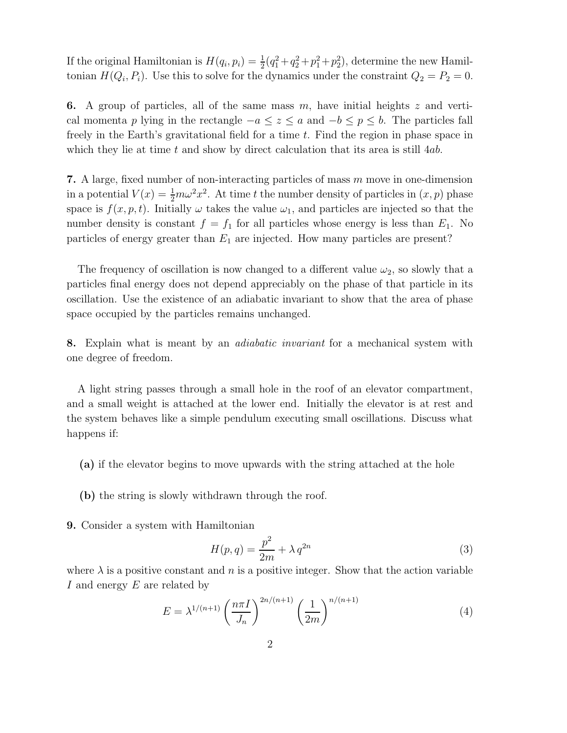If the original Hamiltonian is $H(q_i, p_i) = \frac{1}{2}(q_1^2 + q_2^2 + p_1^2 + p_2^2)$, determine the new Hamiltonian $H(Q_i, P_i)$. Use this to solve for the dynamics under the constraint $Q_2 = P_2 = 0$.

**6.** A group of particles, all of the same mass $m$, have initial heights $z$ and vertical momenta $p$ lying in the rectangle $-a \leq z \leq a$ and $-b \leq p \leq b$. The particles fall freely in the Earth's gravitational field for a time $t$. Find the region in phase space in which they lie at time $t$ and show by direct calculation that its area is still $4ab$.

**7.** A large, fixed number of non-interacting particles of mass $m$ move in one-dimension in a potential $V(x) = \frac{1}{2}m\omega^2 x^2$. At time $t$ the number density of particles in $(x, p)$ phase space is $f(x, p, t)$. Initially $\omega$ takes the value $\omega_1$, and particles are injected so that the number density is constant $f = f_1$ for all particles whose energy is less than $E_1$. No particles of energy greater than $E_1$ are injected. How many particles are present?

The frequency of oscillation is now changed to a different value $\omega_2$, so slowly that a particles final energy does not depend appreciably on the phase of that particle in its oscillation. Use the existence of an adiabatic invariant to show that the area of phase space occupied by the particles remains unchanged.

**8.** Explain what is meant by an *adiabatic invariant* for a mechanical system with one degree of freedom.

A light string passes through a small hole in the roof of an elevator compartment, and a small weight is attached at the lower end. Initially the elevator is at rest and the system behaves like a simple pendulum executing small oscillations. Discuss what happens if:

**(a)** if the elevator begins to move upwards with the string attached at the hole

**(b)** the string is slowly withdrawn through the roof.

**9.** Consider a system with Hamiltonian

$$H(p, q) = \frac{p^2}{2m} + \lambda\, q^{2n} \tag{3}$$

where $\lambda$ is a positive constant and $n$ is a positive integer. Show that the action variable $I$ and energy $E$ are related by

$$E = \lambda^{1/(n+1)} \left(\frac{n\pi I}{J_n}\right)^{2n/(n+1)} \left(\frac{1}{2m}\right)^{n/(n+1)} \tag{4}$$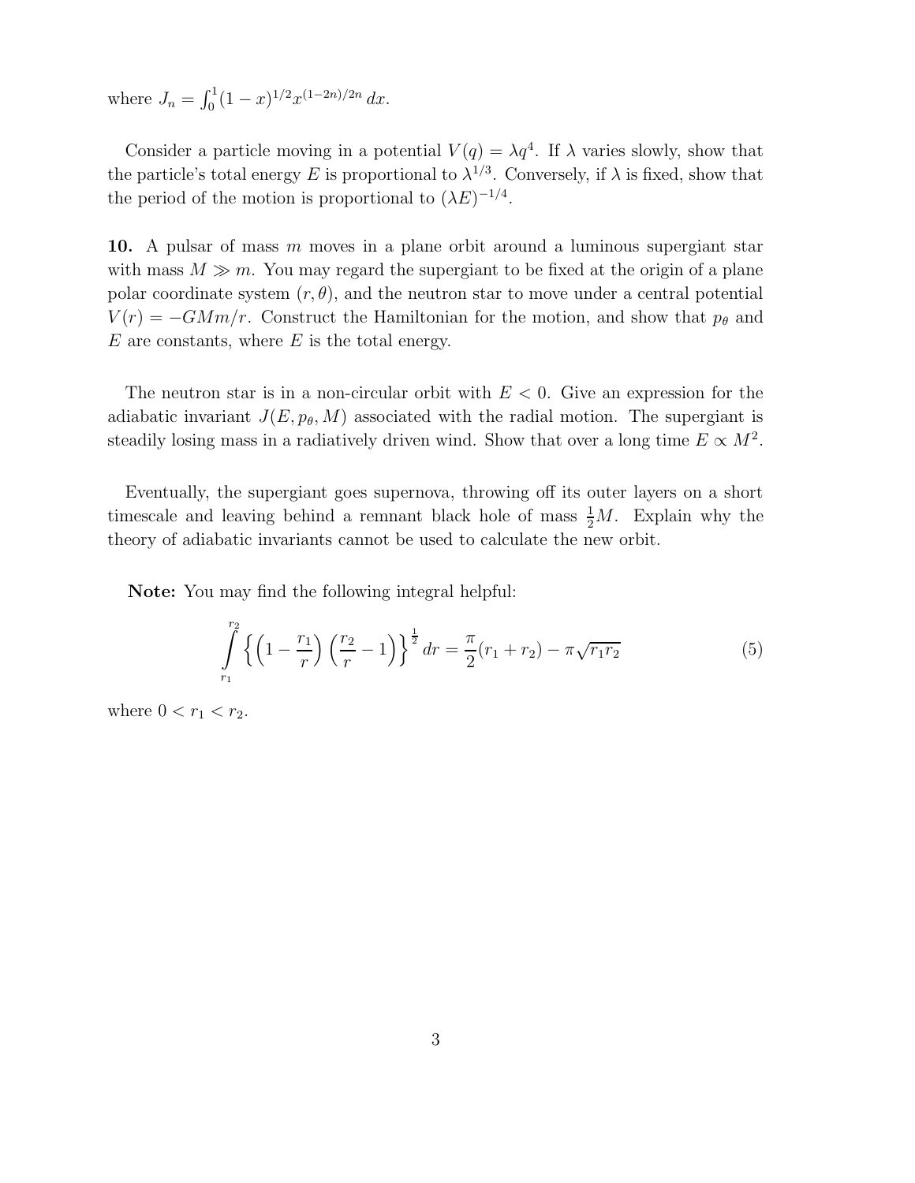where $J_n = \int_0^1 (1-x)^{1/2} x^{(1-2n)/2n}\, dx$.

Consider a particle moving in a potential $V(q) = \lambda q^4$. If $\lambda$ varies slowly, show that the particle's total energy $E$ is proportional to $\lambda^{1/3}$. Conversely, if $\lambda$ is fixed, show that the period of the motion is proportional to $(\lambda E)^{-1/4}$.

**10.** A pulsar of mass $m$ moves in a plane orbit around a luminous supergiant star with mass $M \gg m$. You may regard the supergiant to be fixed at the origin of a plane polar coordinate system $(r, \theta)$, and the neutron star to move under a central potential $V(r) = -GMm/r$. Construct the Hamiltonian for the motion, and show that $p_\theta$ and $E$ are constants, where $E$ is the total energy.

The neutron star is in a non-circular orbit with $E < 0$. Give an expression for the adiabatic invariant $J(E, p_\theta, M)$ associated with the radial motion. The supergiant is steadily losing mass in a radiatively driven wind. Show that over a long time $E \propto M^2$.

Eventually, the supergiant goes supernova, throwing off its outer layers on a short timescale and leaving behind a remnant black hole of mass $\frac{1}{2}M$. Explain why the theory of adiabatic invariants cannot be used to calculate the new orbit.

**Note:** You may find the following integral helpful:

$$\int_{r_1}^{r_2} \left\{ \left(1 - \frac{r_1}{r}\right)\left(\frac{r_2}{r} - 1\right) \right\}^{\frac{1}{2}} dr = \frac{\pi}{2}(r_1 + r_2) - \pi\sqrt{r_1 r_2} \tag{5}$$

where $0 < r_1 < r_2$.